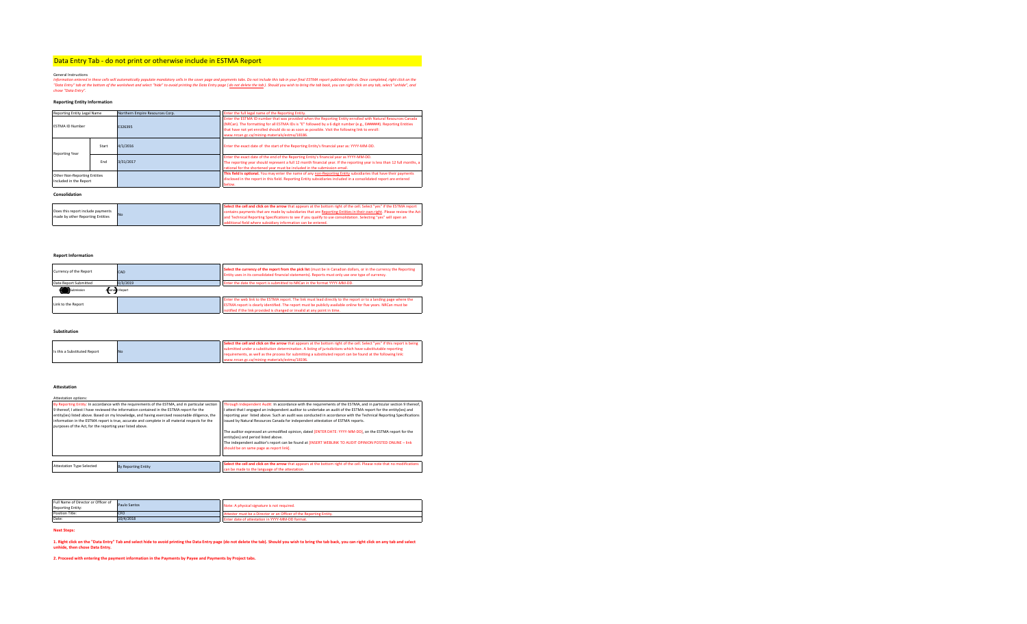## Data Entry Tab - do not print or otherwise include in ESTMA Report

General Instructions

*Information entered in these cells will automatically populate mandatory cells in the cover page and payments tabs. Do not include this tab in your final ESTMA report published online. Once completed, right click on the "Data Entry" tab at the bottom of the worksheet and select "hide" to avoid printing the Data Entry page (do not delete the tab). Should you wish to bring the tab back, you can right click on any tab, select "unhide", and chose "Data Entry".*

### Reporting Entity Information

| | | | |
|---|---|---|---|
| Reporting Entity Legal Name | | Northern Empire Resources Corp. | Enter the full legal name of the Reporting Entity. |
| ESTMA ID Number | | E326395 | Enter the ESTMA ID number that was provided when the Reporting Entity enrolled with Natural Resources Canada (NRCan). The formatting for all ESTMA IDs is "E" followed by a 6 digit number (e.g., E######). Reporting Entities that have not yet enrolled should do so as soon as possible. Visit the following link to enroll: www.nrcan.gc.ca/mining-materials/estma/18186. |
| Reporting Year | Start | 4/1/2016 | Enter the exact date of the start of the Reporting Entity's financial year as: YYYY-MM-DD. |
| | End | 3/31/2017 | Enter the exact date of the end of the Reporting Entity's financial year as YYYY-MM-DD. The reporting year should represent a full 12 month financial year. If the reporting year is less than 12 full months, a rational for the shortened year must be included in the submission email. |
| Other Non-Reporting Entities Included in the Report | | | **This field is optional.** You may enter the name of any non-Reporting Entity subsidiaries that have their payments disclosed in the report in this field. Reporting Entity subsidiaries included in a consolidated report are entered below. |

### Consolidation

| | | |
|---|---|---|
| Does this report include payments made by other Reporting Entities | No | **Select the cell and click on the arrow** that appears at the bottom right of the cell. Select "yes" if the ESTMA report contains payments that are made by subsidiaries that are Reporting Entities in their own right. Please review the Act and Technical Reporting Specifications to see if you qualify to use consolidation. Selecting "yes" will open an additional field where subsidiary information can be entered. |

### Report Information

| | | |
|---|---|---|
| Currency of the Report | CAD | **Select the currency of the report from the pick list** (must be in Canadian dollars, or in the currency the Reporting Entity uses in its consolidated financial statements). Reports must only use one type of currency. |
| Date Report Submitted | 0/3/2019 | Enter the date the report is submitted to NRCan in the format YYYY-MM-DD. |
| Submission | Amended Report | |
| Link to the Report | | Enter the web link to the ESTMA report. The link must lead directly to the report or to a landing page where the ESTMA report is clearly identified. The report must be publicly available online for five years. NRCan must be notified if the link provided is changed or invalid at any point in time. |

### Substitution

| | | |
|---|---|---|
| Is this a Substituted Report | No | **Select the cell and click on the arrow** that appears at the bottom right of the cell. Select "yes" if this report is being submitted under a substitution determination. A listing of jurisdictions which have substitutable reporting requirements, as well as the process for submitting a substituted report can be found at the following link: www.nrcan.gc.ca/mining-materials/estma/18196. |

### Attestation

Attestation options:

| By Reporting Entity | Through Independent Audit |
|---|---|
| By Reporting Entity: In accordance with the requirements of the ESTMA, and in particular section 9 thereof, I attest I have reviewed the information contained in the ESTMA report for the entity(ies) listed above. Based on my knowledge, and having exercised reasonable diligence, the information in the ESTMA report is true, accurate and complete in all material respects for the purposes of the Act, for the reporting year listed above. | Through Independent Audit: In accordance with the requirements of the ESTMA, and in particular section 9 thereof, I attest that I engaged an independent auditor to undertake an audit of the ESTMA report for the entity(ies) and reporting year listed above. Such an audit was conducted in accordance with the Technical Reporting Specifications issued by Natural Resources Canada for independent attestation of ESTMA reports.<br><br>The auditor expressed an unmodified opinion, dated [ENTER DATE: YYYY-MM-DD], on the ESTMA report for the entity(ies) and period listed above.<br>The independent auditor's report can be found at [INSERT WEBLINK TO AUDIT OPINION POSTED ONLINE – link should be on same page as report link]. |

| | | |
|---|---|---|
| Attestation Type Selected | By Reporting Entity | **Select the cell and click on the arrow** that appears at the bottom right of the cell. Please note that no modifications can be made to the language of the attestation. |

| | | |
|---|---|---|
| Full Name of Director or Officer of Reporting Entity: | Paulo Santos | Note: A physical signature is not required. |
| Position Title: | CFO | Attestor must be a Director or an Officer of the Reporting Entity. |
| Date: | 10/4/2018 | Enter date of attestation in YYYY-MM-DD format. |

**Next Steps:**

**1. Right click on the "Data Entry" Tab and select hide to avoid printing the Data Entry page (do not delete the tab). Should you wish to bring the tab back, you can right click on any tab and select unhide, then chose Data Entry.**

**2. Proceed with entering the payment information in the Payments by Payee and Payments by Project tabs.**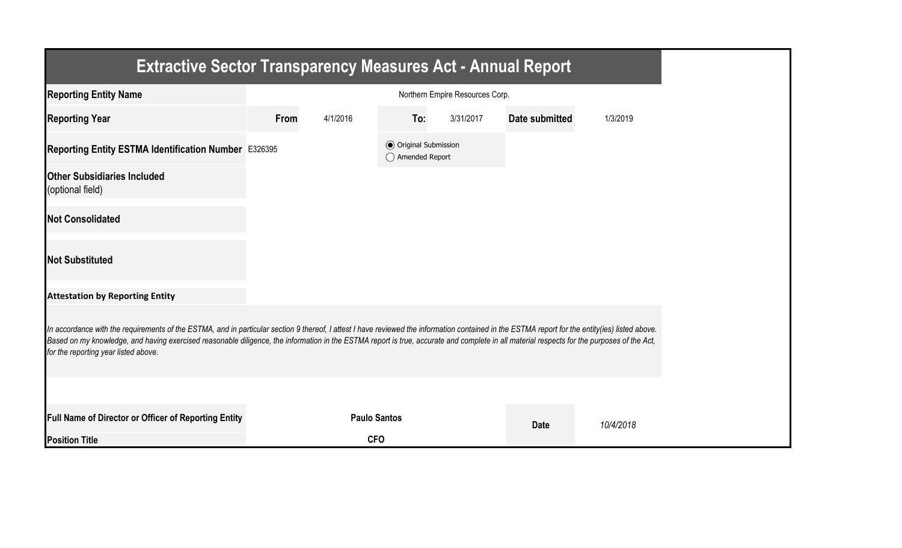# Extractive Sector Transparency Measures Act - Annual Report

| | | | | | | |
|---|---|---|---|---|---|---|
| **Reporting Entity Name** | Northern Empire Resources Corp. | | | | | |
| **Reporting Year** | **From** | 4/1/2016 | **To:** | 3/31/2017 | **Date submitted** | 1/3/2019 |
| **Reporting Entity ESTMA Identification Number** | E326395 | | ◉ Original Submission<br>◯ Amended Report | | | |
| **Other Subsidiaries Included** (optional field) | | | | | | |
| **Not Consolidated** | | | | | | |
| **Not Substituted** | | | | | | |

**Attestation by Reporting Entity**

*In accordance with the requirements of the ESTMA, and in particular section 9 thereof, I attest I have reviewed the information contained in the ESTMA report for the entity(ies) listed above. Based on my knowledge, and having exercised reasonable diligence, the information in the ESTMA report is true, accurate and complete in all material respects for the purposes of the Act, for the reporting year listed above.*

| | | | |
|---|---|---|---|
| **Full Name of Director or Officer of Reporting Entity** | **Paulo Santos** | **Date** | *10/4/2018* |
| **Position Title** | **CFO** | | |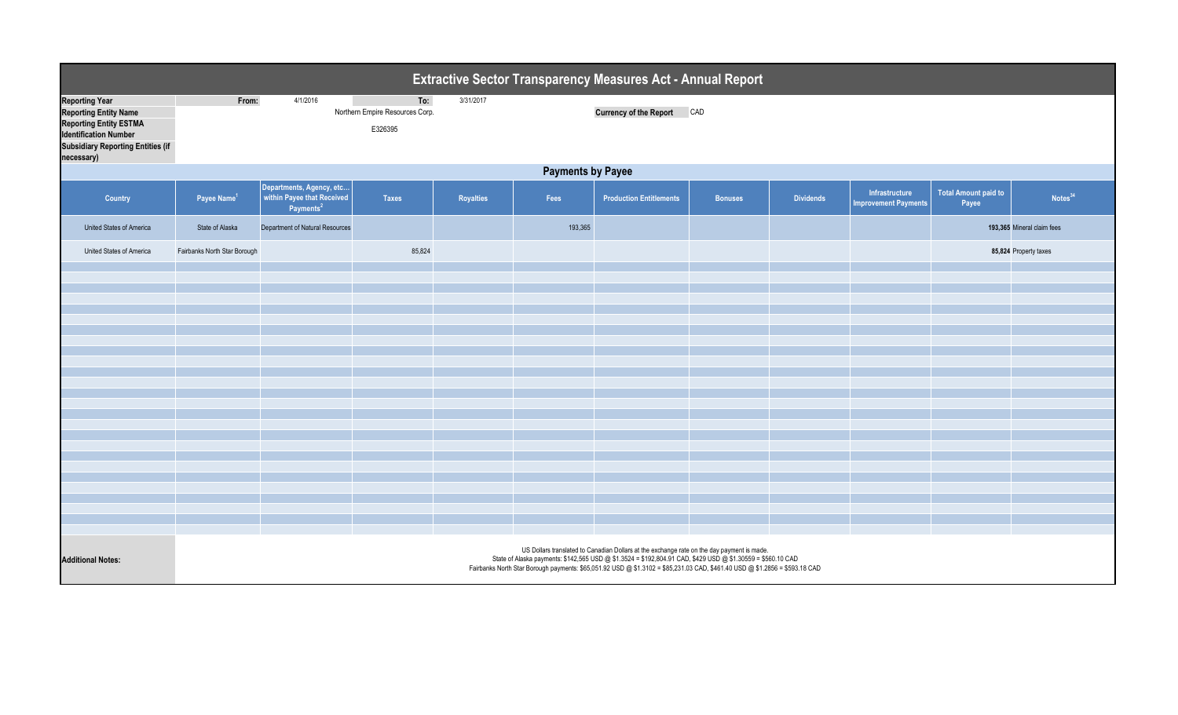# Extractive Sector Transparency Measures Act - Annual Report

| | | | | |
|---|---|---|---|---|
| **Reporting Year** | From: | 4/1/2016 | To: | 3/31/2017 |
| **Reporting Entity Name** | Northern Empire Resources Corp. | | **Currency of the Report** | CAD |
| **Reporting Entity ESTMA Identification Number** | E326395 | | | |
| **Subsidiary Reporting Entities (if necessary)** | | | | |

## Payments by Payee

| Country | Payee Name[1] | Departments, Agency, etc... within Payee that Received Payments[2] | Taxes | Royalties | Fees | Production Entitlements | Bonuses | Dividends | Infrastructure Improvement Payments | Total Amount paid to Payee | Notes[34] |
|---|---|---|---|---|---|---|---|---|---|---|---|
| United States of America | State of Alaska | Department of Natural Resources | | | 193,365 | | | | | **193,365** | Mineral claim fees |
| United States of America | Fairbanks North Star Borough | | 85,824 | | | | | | | **85,824** | Property taxes |

**Additional Notes:**

US Dollars translated to Canadian Dollars at the exchange rate on the day payment is made.
State of Alaska payments: $142,565 USD @ $1.3524 = $192,804.91 CAD, $429 USD @ $1.30559 = $560.10 CAD
Fairbanks North Star Borough payments: $65,051.92 USD @ $1.3102 = $85,231.03 CAD, $461.40 USD @ $1.2856 = $593.18 CAD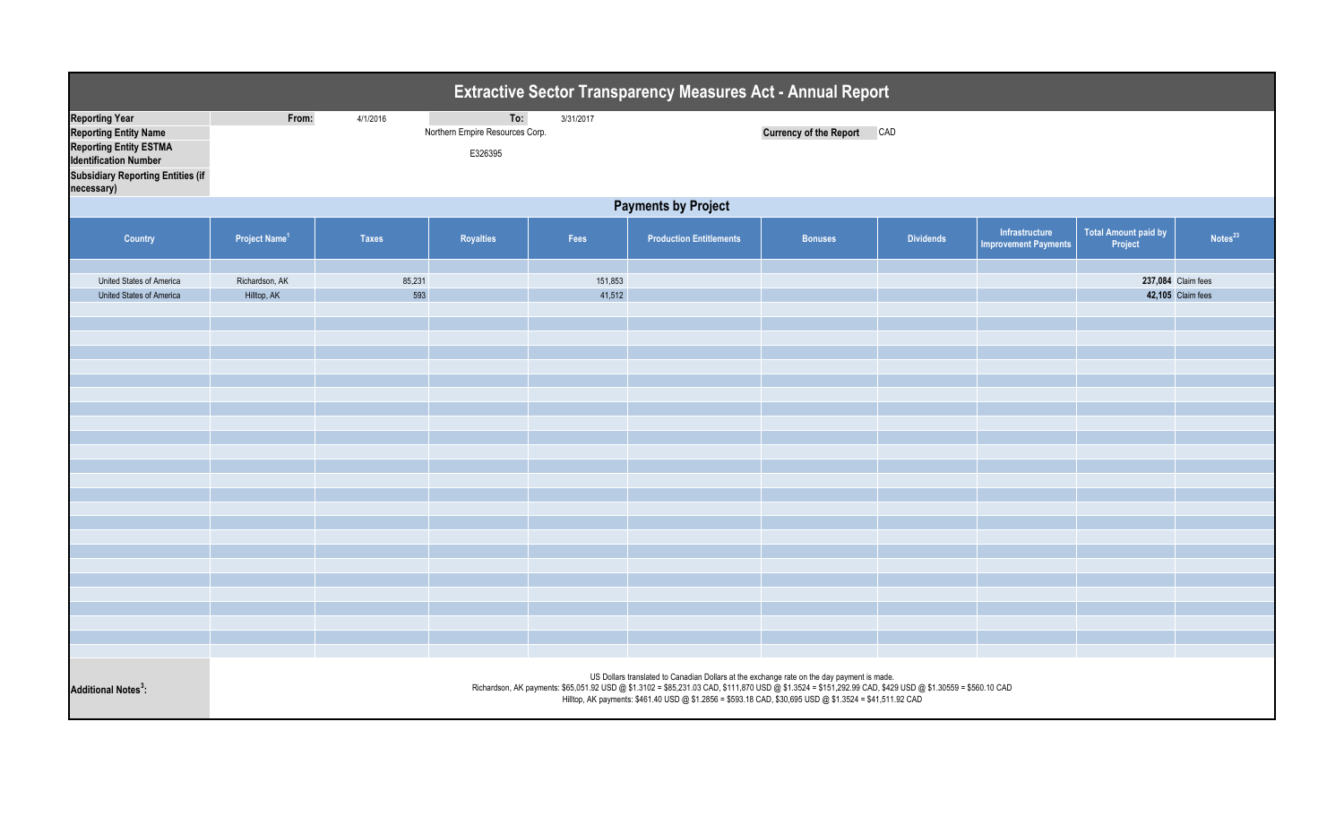# Extractive Sector Transparency Measures Act - Annual Report

| | | | | |
|---|---|---|---|---|
| **Reporting Year** | From: | 4/1/2016 | To: | 3/31/2017 |
| **Reporting Entity Name** | Northern Empire Resources Corp. | | **Currency of the Report** | CAD |
| **Reporting Entity ESTMA Identification Number** | E326395 | | | |
| **Subsidiary Reporting Entities (if necessary)** | | | | |

## Payments by Project

| Country | Project Name[1] | Taxes | Royalties | Fees | Production Entitlements | Bonuses | Dividends | Infrastructure Improvement Payments | Total Amount paid by Project | Notes[23] |
|---|---|---|---|---|---|---|---|---|---|---|
| United States of America | Richardson, AK | 85,231 | | 151,853 | | | | | **237,084** | Claim fees |
| United States of America | Hilltop, AK | 593 | | 41,512 | | | | | **42,105** | Claim fees |

**Additional Notes[3]:**

US Dollars translated to Canadian Dollars at the exchange rate on the day payment is made.
Richardson, AK payments: $65,051.92 USD @ $1.3102 = $85,231.03 CAD, $111,870 USD @ $1.3524 = $151,292.99 CAD, $429 USD @ $1.30559 = $560.10 CAD
Hilltop, AK payments: $461.40 USD @ $1.2856 = $593.18 CAD, $30,695 USD @ $1.3524 = $41,511.92 CAD